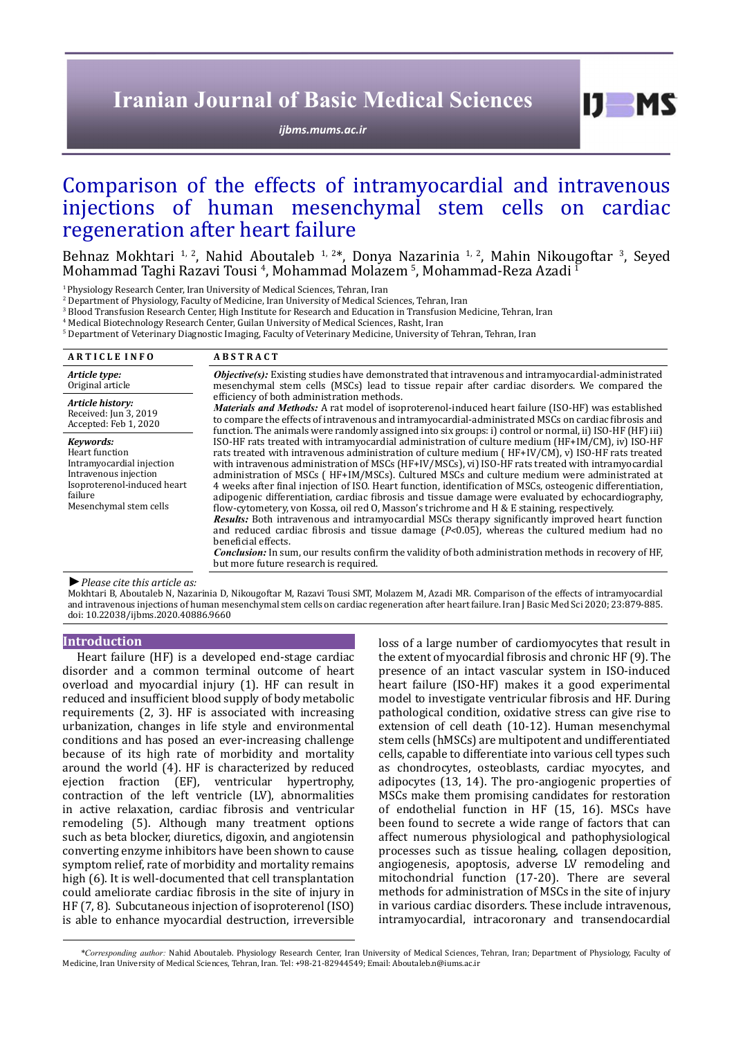# Comparison of the effects of intramyocardial and intravenous injections of human mesenchymal stem cells on cardiac regeneration after heart failure

Behnaz Mokhtari [1, 2], Nahid Aboutaleb [1, 2]*, Donya Nazarinia [1, 2], Mahin Nikougoftar [3], Seyed Mohammad Taghi Razavi Tousi [4], Mohammad Molazem [5], Mohammad-Reza Azadi [1]

[1] Physiology Research Center, Iran University of Medical Sciences, Tehran, Iran
[2] Department of Physiology, Faculty of Medicine, Iran University of Medical Sciences, Tehran, Iran
[3] Blood Transfusion Research Center, High Institute for Research and Education in Transfusion Medicine, Tehran, Iran
[4] Medical Biotechnology Research Center, Guilan University of Medical Sciences, Rasht, Iran
[5] Department of Veterinary Diagnostic Imaging, Faculty of Veterinary Medicine, University of Tehran, Tehran, Iran

## ARTICLE INFO

*Article type:*
Original article

*Article history:*
Received: Jun 3, 2019
Accepted: Feb 1, 2020

*Keywords:*
Heart function
Intramyocardial injection
Intravenous injection
Isoproterenol-induced heart failure
Mesenchymal stem cells

## ABSTRACT

***Objective(s):*** Existing studies have demonstrated that intravenous and intramyocardial-administrated mesenchymal stem cells (MSCs) lead to tissue repair after cardiac disorders. We compared the efficiency of both administration methods.

***Materials and Methods:*** A rat model of isoproterenol-induced heart failure (ISO-HF) was established to compare the effects of intravenous and intramyocardial-administrated MSCs on cardiac fibrosis and function. The animals were randomly assigned into six groups: i) control or normal, ii) ISO-HF (HF) iii) ISO-HF rats treated with intramyocardial administration of culture medium (HF+IM/CM), iv) ISO-HF rats treated with intravenous administration of culture medium ( HF+IV/CM), v) ISO-HF rats treated with intravenous administration of MSCs (HF+IV/MSCs), vi) ISO-HF rats treated with intramyocardial administration of MSCs ( HF+IM/MSCs). Cultured MSCs and culture medium were administrated at 4 weeks after final injection of ISO. Heart function, identification of MSCs, osteogenic differentiation, adipogenic differentiation, cardiac fibrosis and tissue damage were evaluated by echocardiography, flow-cytometery, von Kossa, oil red O, Masson's trichrome and H & E staining, respectively.

***Results:*** Both intravenous and intramyocardial MSCs therapy significantly improved heart function and reduced cardiac fibrosis and tissue damage ($P$<0.05), whereas the cultured medium had no beneficial effects.

***Conclusion:*** In sum, our results confirm the validity of both administration methods in recovery of HF, but more future research is required.

► *Please cite this article as:*
Mokhtari B, Aboutaleb N, Nazarinia D, Nikougoftar M, Razavi Tousi SMT, Molazem M, Azadi MR. Comparison of the effects of intramyocardial and intravenous injections of human mesenchymal stem cells on cardiac regeneration after heart failure. Iran J Basic Med Sci 2020; 23:879-885. doi: 10.22038/ijbms.2020.40886.9660

## Introduction

Heart failure (HF) is a developed end-stage cardiac disorder and a common terminal outcome of heart overload and myocardial injury (1). HF can result in reduced and insufficient blood supply of body metabolic requirements (2, 3). HF is associated with increasing urbanization, changes in life style and environmental conditions and has posed an ever-increasing challenge because of its high rate of morbidity and mortality around the world (4). HF is characterized by reduced ejection fraction (EF), ventricular hypertrophy, contraction of the left ventricle (LV), abnormalities in active relaxation, cardiac fibrosis and ventricular remodeling (5). Although many treatment options such as beta blocker, diuretics, digoxin, and angiotensin converting enzyme inhibitors have been shown to cause symptom relief, rate of morbidity and mortality remains high (6). It is well-documented that cell transplantation could ameliorate cardiac fibrosis in the site of injury in HF (7, 8). Subcutaneous injection of isoproterenol (ISO) is able to enhance myocardial destruction, irreversible loss of a large number of cardiomyocytes that result in the extent of myocardial fibrosis and chronic HF (9). The presence of an intact vascular system in ISO-induced heart failure (ISO-HF) makes it a good experimental model to investigate ventricular fibrosis and HF. During pathological condition, oxidative stress can give rise to extension of cell death (10-12). Human mesenchymal stem cells (hMSCs) are multipotent and undifferentiated cells, capable to differentiate into various cell types such as chondrocytes, osteoblasts, cardiac myocytes, and adipocytes (13, 14). The pro-angiogenic properties of MSCs make them promising candidates for restoration of endothelial function in HF (15, 16). MSCs have been found to secrete a wide range of factors that can affect numerous physiological and pathophysiological processes such as tissue healing, collagen deposition, angiogenesis, apoptosis, adverse LV remodeling and mitochondrial function (17-20). There are several methods for administration of MSCs in the site of injury in various cardiac disorders. These include intravenous, intramyocardial, intracoronary and transendocardial

*\*Corresponding author:* Nahid Aboutaleb. Physiology Research Center, Iran University of Medical Sciences, Tehran, Iran; Department of Physiology, Faculty of Medicine, Iran University of Medical Sciences, Tehran, Iran. Tel: +98-21-82944549; Email: Aboutaleb.n@iums.ac.ir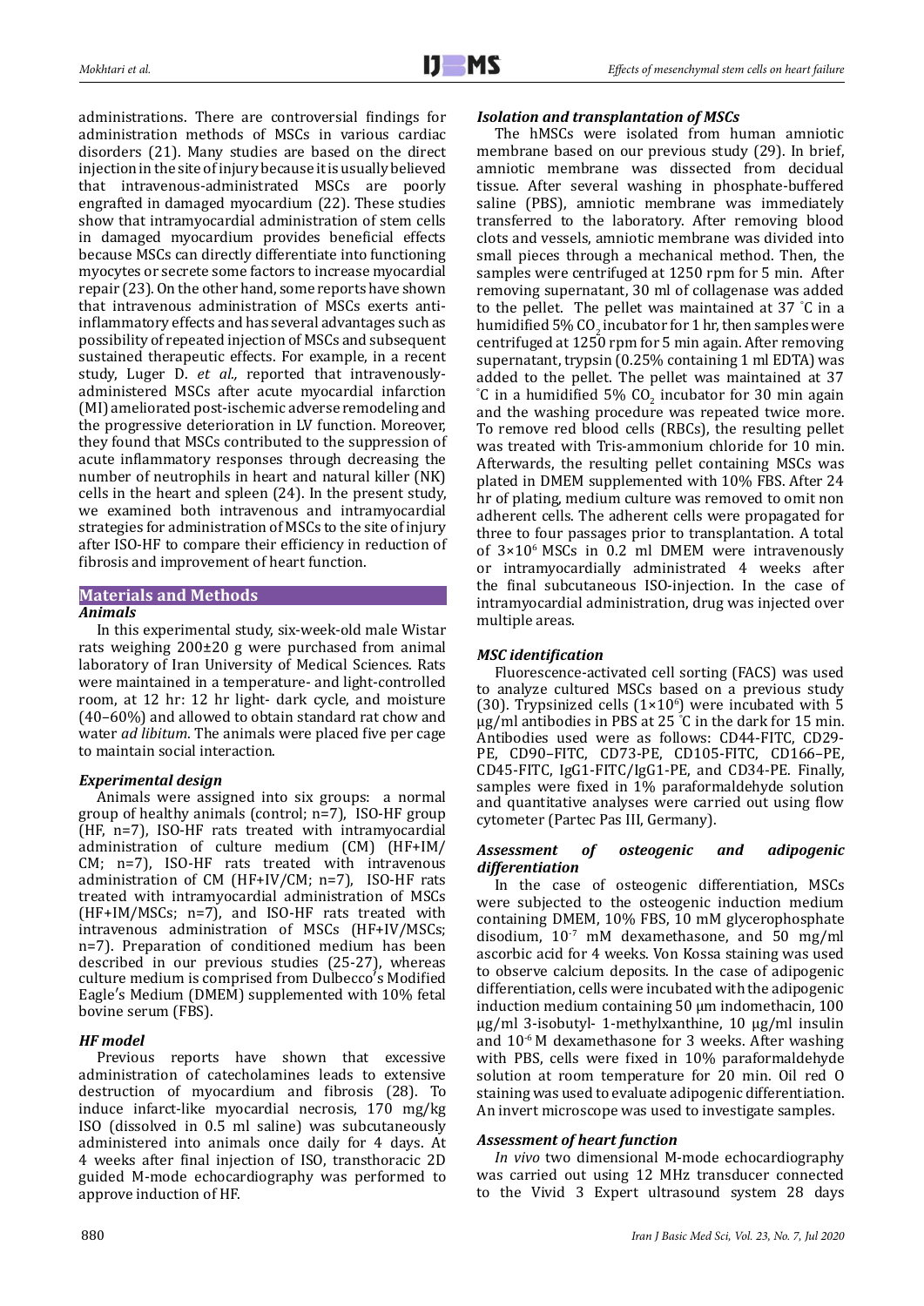administrations. There are controversial findings for administration methods of MSCs in various cardiac disorders (21). Many studies are based on the direct injection in the site of injury because it is usually believed that intravenous-administrated MSCs are poorly engrafted in damaged myocardium (22). These studies show that intramyocardial administration of stem cells in damaged myocardium provides beneficial effects because MSCs can directly differentiate into functioning myocytes or secrete some factors to increase myocardial repair (23). On the other hand, some reports have shown that intravenous administration of MSCs exerts anti-inflammatory effects and has several advantages such as possibility of repeated injection of MSCs and subsequent sustained therapeutic effects. For example, in a recent study, Luger D. *et al.,* reported that intravenously-administered MSCs after acute myocardial infarction (MI) ameliorated post-ischemic adverse remodeling and the progressive deterioration in LV function. Moreover, they found that MSCs contributed to the suppression of acute inflammatory responses through decreasing the number of neutrophils in heart and natural killer (NK) cells in the heart and spleen (24). In the present study, we examined both intravenous and intramyocardial strategies for administration of MSCs to the site of injury after ISO-HF to compare their efficiency in reduction of fibrosis and improvement of heart function.

## Materials and Methods

### *Animals*

In this experimental study, six-week-old male Wistar rats weighing 200±20 g were purchased from animal laboratory of Iran University of Medical Sciences. Rats were maintained in a temperature- and light-controlled room, at 12 hr: 12 hr light- dark cycle, and moisture (40–60%) and allowed to obtain standard rat chow and water *ad libitum*. The animals were placed five per cage to maintain social interaction.

### *Experimental design*

Animals were assigned into six groups: a normal group of healthy animals (control; n=7), ISO-HF group (HF, n=7), ISO-HF rats treated with intramyocardial administration of culture medium (CM) (HF+IM/CM; n=7), ISO-HF rats treated with intravenous administration of CM (HF+IV/CM; n=7), ISO-HF rats treated with intramyocardial administration of MSCs (HF+IM/MSCs; n=7), and ISO-HF rats treated with intravenous administration of MSCs (HF+IV/MSCs; n=7). Preparation of conditioned medium has been described in our previous studies (25-27), whereas culture medium is comprised from Dulbecco's Modified Eagle's Medium (DMEM) supplemented with 10% fetal bovine serum (FBS).

### *HF model*

Previous reports have shown that excessive administration of catecholamines leads to extensive destruction of myocardium and fibrosis (28). To induce infarct-like myocardial necrosis, 170 mg/kg ISO (dissolved in 0.5 ml saline) was subcutaneously administered into animals once daily for 4 days. At 4 weeks after final injection of ISO, transthoracic 2D guided M-mode echocardiography was performed to approve induction of HF.

### *Isolation and transplantation of MSCs*

The hMSCs were isolated from human amniotic membrane based on our previous study (29). In brief, amniotic membrane was dissected from decidual tissue. After several washing in phosphate-buffered saline (PBS), amniotic membrane was immediately transferred to the laboratory. After removing blood clots and vessels, amniotic membrane was divided into small pieces through a mechanical method. Then, the samples were centrifuged at 1250 rpm for 5 min. After removing supernatant, 30 ml of collagenase was added to the pellet. The pellet was maintained at 37 °C in a humidified 5% $CO_2$ incubator for 1 hr, then samples were centrifuged at 1250 rpm for 5 min again. After removing supernatant, trypsin (0.25% containing 1 ml EDTA) was added to the pellet. The pellet was maintained at 37 °C in a humidified 5% $CO_2$ incubator for 30 min again and the washing procedure was repeated twice more. To remove red blood cells (RBCs), the resulting pellet was treated with Tris-ammonium chloride for 10 min. Afterwards, the resulting pellet containing MSCs was plated in DMEM supplemented with 10% FBS. After 24 hr of plating, medium culture was removed to omit non adherent cells. The adherent cells were propagated for three to four passages prior to transplantation. A total of $3\times10^6$ MSCs in 0.2 ml DMEM were intravenously or intramyocardially administrated 4 weeks after the final subcutaneous ISO-injection. In the case of intramyocardial administration, drug was injected over multiple areas.

### *MSC identification*

Fluorescence-activated cell sorting (FACS) was used to analyze cultured MSCs based on a previous study (30). Trypsinized cells ($1\times10^6$) were incubated with 5 µg/ml antibodies in PBS at 25 °C in the dark for 15 min. Antibodies used were as follows: CD44-FITC, CD29-PE, CD90–FITC, CD73-PE, CD105-FITC, CD166–PE, CD45-FITC, IgG1-FITC/IgG1-PE, and CD34-PE. Finally, samples were fixed in 1% paraformaldehyde solution and quantitative analyses were carried out using flow cytometer (Partec Pas III, Germany).

### *Assessment of osteogenic and adipogenic differentiation*

In the case of osteogenic differentiation, MSCs were subjected to the osteogenic induction medium containing DMEM, 10% FBS, 10 mM glycerophosphate disodium, $10^{-7}$ mM dexamethasone, and 50 mg/ml ascorbic acid for 4 weeks. Von Kossa staining was used to observe calcium deposits. In the case of adipogenic differentiation, cells were incubated with the adipogenic induction medium containing 50 µm indomethacin, 100 µg/ml 3-isobutyl- 1-methylxanthine, 10 µg/ml insulin and $10^{-6}$ M dexamethasone for 3 weeks. After washing with PBS, cells were fixed in 10% paraformaldehyde solution at room temperature for 20 min. Oil red O staining was used to evaluate adipogenic differentiation. An invert microscope was used to investigate samples.

### *Assessment of heart function*

*In vivo* two dimensional M-mode echocardiography was carried out using 12 MHz transducer connected to the Vivid 3 Expert ultrasound system 28 days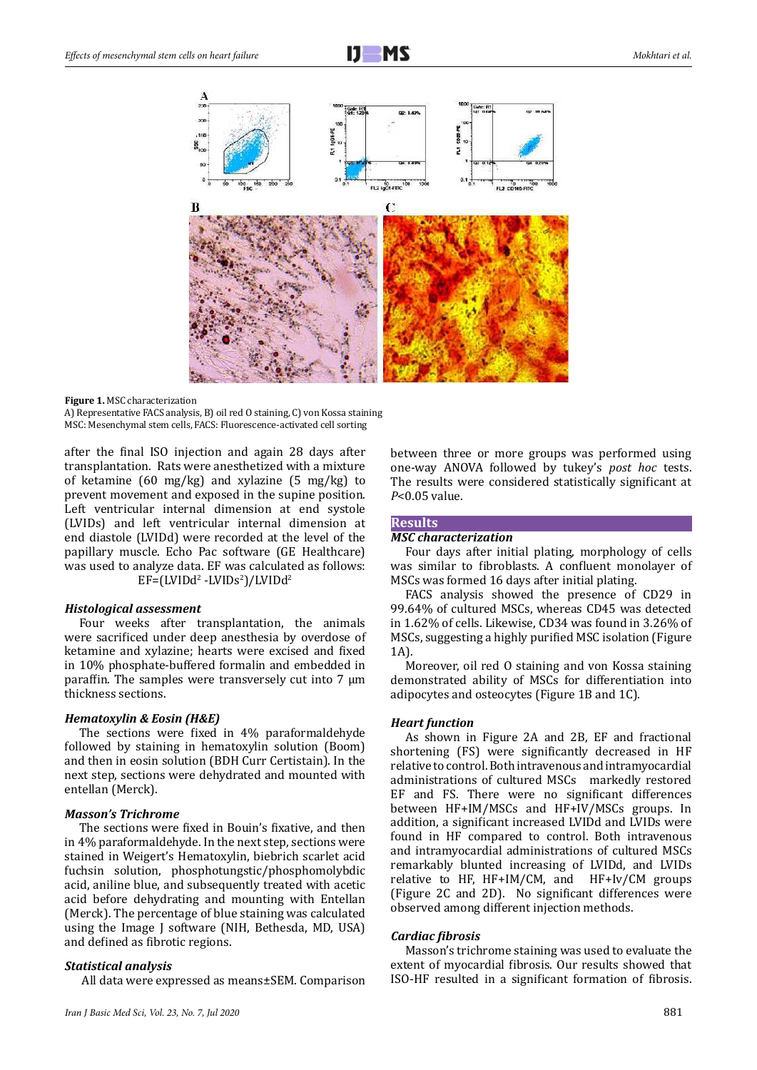**Figure 1.** MSC characterization
A) Representative FACS analysis, B) oil red O staining, C) von Kossa staining
MSC: Mesenchymal stem cells, FACS: Fluorescence-activated cell sorting

after the final ISO injection and again 28 days after transplantation. Rats were anesthetized with a mixture of ketamine (60 mg/kg) and xylazine (5 mg/kg) to prevent movement and exposed in the supine position. Left ventricular internal dimension at end systole (LVIDs) and left ventricular internal dimension at end diastole (LVIDd) were recorded at the level of the papillary muscle. Echo Pac software (GE Healthcare) was used to analyze data. EF was calculated as follows:

$$EF=(LVIDd^2 - LVIDs^2)/LVIDd^2$$

### *Histological assessment*

Four weeks after transplantation, the animals were sacrificed under deep anesthesia by overdose of ketamine and xylazine; hearts were excised and fixed in 10% phosphate-buffered formalin and embedded in paraffin. The samples were transversely cut into 7 μm thickness sections.

### *Hematoxylin & Eosin (H&E)*

The sections were fixed in 4% paraformaldehyde followed by staining in hematoxylin solution (Boom) and then in eosin solution (BDH Curr Certistain). In the next step, sections were dehydrated and mounted with entellan (Merck).

### *Masson's Trichrome*

The sections were fixed in Bouin's fixative, and then in 4% paraformaldehyde. In the next step, sections were stained in Weigert's Hematoxylin, biebrich scarlet acid fuchsin solution, phosphotungstic/phosphomolybdic acid, aniline blue, and subsequently treated with acetic acid before dehydrating and mounting with Entellan (Merck). The percentage of blue staining was calculated using the Image J software (NIH, Bethesda, MD, USA) and defined as fibrotic regions.

### *Statistical analysis*

All data were expressed as means±SEM. Comparison between three or more groups was performed using one-way ANOVA followed by tukey's *post hoc* tests. The results were considered statistically significant at $P<0.05$ value.

## Results

### *MSC characterization*

Four days after initial plating, morphology of cells was similar to fibroblasts. A confluent monolayer of MSCs was formed 16 days after initial plating.

FACS analysis showed the presence of CD29 in 99.64% of cultured MSCs, whereas CD45 was detected in 1.62% of cells. Likewise, CD34 was found in 3.26% of MSCs, suggesting a highly purified MSC isolation (Figure 1A).

Moreover, oil red O staining and von Kossa staining demonstrated ability of MSCs for differentiation into adipocytes and osteocytes (Figure 1B and 1C).

### *Heart function*

As shown in Figure 2A and 2B, EF and fractional shortening (FS) were significantly decreased in HF relative to control. Both intravenous and intramyocardial administrations of cultured MSCs markedly restored EF and FS. There were no significant differences between HF+IM/MSCs and HF+IV/MSCs groups. In addition, a significant increased LVIDd and LVIDs were found in HF compared to control. Both intravenous and intramyocardial administrations of cultured MSCs remarkably blunted increasing of LVIDd, and LVIDs relative to HF, HF+IM/CM, and HF+Iv/CM groups (Figure 2C and 2D). No significant differences were observed among different injection methods.

### *Cardiac fibrosis*

Masson's trichrome staining was used to evaluate the extent of myocardial fibrosis. Our results showed that ISO-HF resulted in a significant formation of fibrosis.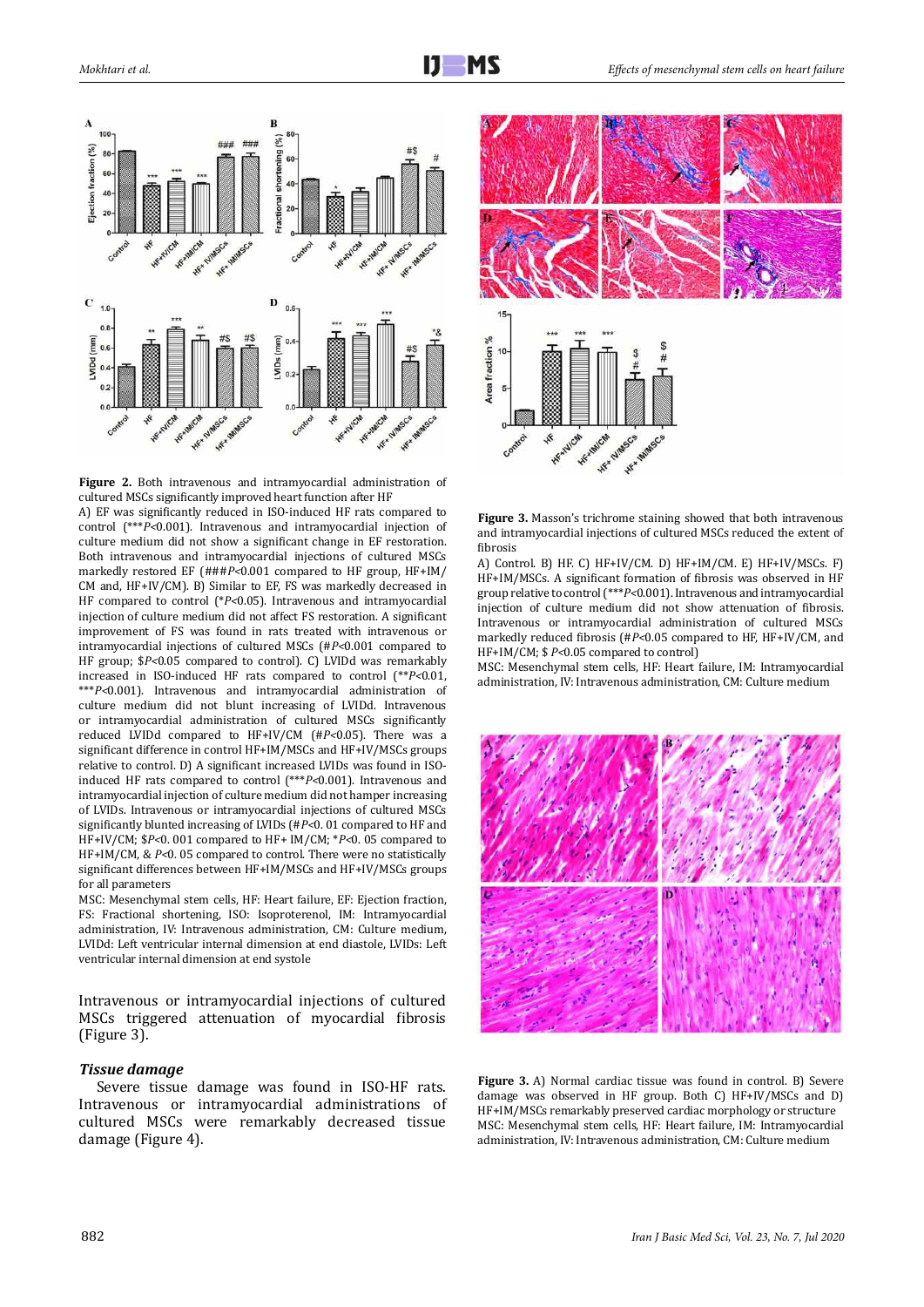**Figure 2.** Both intravenous and intramyocardial administration of cultured MSCs significantly improved heart function after HF

A) EF was significantly reduced in ISO-induced HF rats compared to control (\*\*\**P*<0.001). Intravenous and intramyocardial injection of culture medium did not show a significant change in EF restoration. Both intravenous and intramyocardial injections of cultured MSCs markedly restored EF (###*P*<0.001 compared to HF group, HF+IM/CM and, HF+IV/CM). B) Similar to EF, FS was markedly decreased in HF compared to control (\**P*<0.05). Intravenous and intramyocardial injection of culture medium did not affect FS restoration. A significant improvement of FS was found in rats treated with intravenous or intramyocardial injections of cultured MSCs (#*P*<0.001 compared to HF group; $*P*<0.05 compared to control). C) LVIDd was remarkably increased in ISO-induced HF rats compared to control (\*\**P*<0.01, \*\*\**P*<0.001). Intravenous and intramyocardial administration of culture medium did not blunt increasing of LVIDd. Intravenous or intramyocardial administration of cultured MSCs significantly reduced LVIDd compared to HF+IV/CM (#*P*<0.05). There was a significant difference in control HF+IM/MSCs and HF+IV/MSCs groups relative to control. D) A significant increased LVIDs was found in ISO-induced HF rats compared to control (\*\*\**P*<0.001). Intravenous and intramyocardial injection of culture medium did not hamper increasing of LVIDs. Intravenous or intramyocardial injections of cultured MSCs significantly blunted increasing of LVIDs (#*P*<0. 01 compared to HF and HF+IV/CM; $*P*<0. 001 compared to HF+ IM/CM; \**P*<0. 05 compared to HF+IM/CM, & *P*<0. 05 compared to control. There were no statistically significant differences between HF+IM/MSCs and HF+IV/MSCs groups for all parameters

MSC: Mesenchymal stem cells, HF: Heart failure, EF: Ejection fraction, FS: Fractional shortening, ISO: Isoproterenol, IM: Intramyocardial administration, IV: Intravenous administration, CM: Culture medium, LVIDd: Left ventricular internal dimension at end diastole, LVIDs: Left ventricular internal dimension at end systole

**Figure 3.** Masson's trichrome staining showed that both intravenous and intramyocardial injections of cultured MSCs reduced the extent of fibrosis

A) Control. B) HF. C) HF+IV/CM. D) HF+IM/CM. E) HF+IV/MSCs. F) HF+IM/MSCs. A significant formation of fibrosis was observed in HF group relative to control (\*\*\**P*<0.001). Intravenous and intramyocardial injection of culture medium did not show attenuation of fibrosis. Intravenous or intramyocardial administration of cultured MSCs markedly reduced fibrosis (#*P*<0.05 compared to HF, HF+IV/CM, and HF+IM/CM; $ *P*<0.05 compared to control)

MSC: Mesenchymal stem cells, HF: Heart failure, IM: Intramyocardial administration, IV: Intravenous administration, CM: Culture medium

Intravenous or intramyocardial injections of cultured MSCs triggered attenuation of myocardial fibrosis (Figure 3).

### *Tissue damage*

Severe tissue damage was found in ISO-HF rats. Intravenous or intramyocardial administrations of cultured MSCs were remarkably decreased tissue damage (Figure 4).

**Figure 3.** A) Normal cardiac tissue was found in control. B) Severe damage was observed in HF group. Both C) HF+IV/MSCs and D) HF+IM/MSCs remarkably preserved cardiac morphology or structure

MSC: Mesenchymal stem cells, HF: Heart failure, IM: Intramyocardial administration, IV: Intravenous administration, CM: Culture medium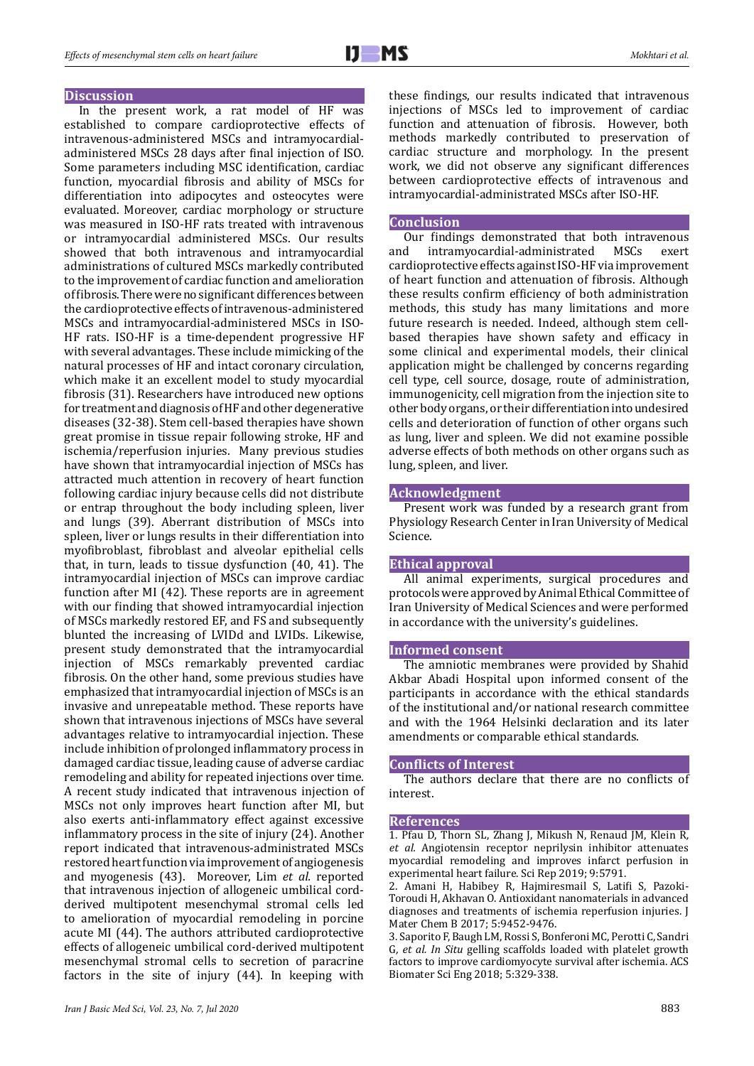## Discussion

In the present work, a rat model of HF was established to compare cardioprotective effects of intravenous-administered MSCs and intramyocardial-administered MSCs 28 days after final injection of ISO. Some parameters including MSC identification, cardiac function, myocardial fibrosis and ability of MSCs for differentiation into adipocytes and osteocytes were evaluated. Moreover, cardiac morphology or structure was measured in ISO-HF rats treated with intravenous or intramyocardial administered MSCs. Our results showed that both intravenous and intramyocardial administrations of cultured MSCs markedly contributed to the improvement of cardiac function and amelioration of fibrosis. There were no significant differences between the cardioprotective effects of intravenous-administered MSCs and intramyocardial-administered MSCs in ISO-HF rats. ISO-HF is a time-dependent progressive HF with several advantages. These include mimicking of the natural processes of HF and intact coronary circulation, which make it an excellent model to study myocardial fibrosis (31). Researchers have introduced new options for treatment and diagnosis of HF and other degenerative diseases (32-38). Stem cell-based therapies have shown great promise in tissue repair following stroke, HF and ischemia/reperfusion injuries. Many previous studies have shown that intramyocardial injection of MSCs has attracted much attention in recovery of heart function following cardiac injury because cells did not distribute or entrap throughout the body including spleen, liver and lungs (39). Aberrant distribution of MSCs into spleen, liver or lungs results in their differentiation into myofibroblast, fibroblast and alveolar epithelial cells that, in turn, leads to tissue dysfunction (40, 41). The intramyocardial injection of MSCs can improve cardiac function after MI (42). These reports are in agreement with our finding that showed intramyocardial injection of MSCs markedly restored EF, and FS and subsequently blunted the increasing of LVIDd and LVIDs. Likewise, present study demonstrated that the intramyocardial injection of MSCs remarkably prevented cardiac fibrosis. On the other hand, some previous studies have emphasized that intramyocardial injection of MSCs is an invasive and unrepeatable method. These reports have shown that intravenous injections of MSCs have several advantages relative to intramyocardial injection. These include inhibition of prolonged inflammatory process in damaged cardiac tissue, leading cause of adverse cardiac remodeling and ability for repeated injections over time. A recent study indicated that intravenous injection of MSCs not only improves heart function after MI, but also exerts anti-inflammatory effect against excessive inflammatory process in the site of injury (24). Another report indicated that intravenous-administrated MSCs restored heart function via improvement of angiogenesis and myogenesis (43). Moreover, Lim *et al.* reported that intravenous injection of allogeneic umbilical cord-derived multipotent mesenchymal stromal cells led to amelioration of myocardial remodeling in porcine acute MI (44). The authors attributed cardioprotective effects of allogeneic umbilical cord-derived multipotent mesenchymal stromal cells to secretion of paracrine factors in the site of injury (44). In keeping with these findings, our results indicated that intravenous injections of MSCs led to improvement of cardiac function and attenuation of fibrosis. However, both methods markedly contributed to preservation of cardiac structure and morphology. In the present work, we did not observe any significant differences between cardioprotective effects of intravenous and intramyocardial-administrated MSCs after ISO-HF.

## Conclusion

Our findings demonstrated that both intravenous and intramyocardial-administrated MSCs exert cardioprotective effects against ISO-HF via improvement of heart function and attenuation of fibrosis. Although these results confirm efficiency of both administration methods, this study has many limitations and more future research is needed. Indeed, although stem cell-based therapies have shown safety and efficacy in some clinical and experimental models, their clinical application might be challenged by concerns regarding cell type, cell source, dosage, route of administration, immunogenicity, cell migration from the injection site to other body organs, or their differentiation into undesired cells and deterioration of function of other organs such as lung, liver and spleen. We did not examine possible adverse effects of both methods on other organs such as lung, spleen, and liver.

## Acknowledgment

Present work was funded by a research grant from Physiology Research Center in Iran University of Medical Science.

## Ethical approval

All animal experiments, surgical procedures and protocols were approved by Animal Ethical Committee of Iran University of Medical Sciences and were performed in accordance with the university's guidelines.

## Informed consent

The amniotic membranes were provided by Shahid Akbar Abadi Hospital upon informed consent of the participants in accordance with the ethical standards of the institutional and/or national research committee and with the 1964 Helsinki declaration and its later amendments or comparable ethical standards.

## Conflicts of Interest

The authors declare that there are no conflicts of interest.

## References

1. Pfau D, Thorn SL, Zhang J, Mikush N, Renaud JM, Klein R, *et al.* Angiotensin receptor neprilysin inhibitor attenuates myocardial remodeling and improves infarct perfusion in experimental heart failure. Sci Rep 2019; 9:5791.
2. Amani H, Habibey R, Hajmiresmail S, Latifi S, Pazoki-Toroudi H, Akhavan O. Antioxidant nanomaterials in advanced diagnoses and treatments of ischemia reperfusion injuries. J Mater Chem B 2017; 5:9452-9476.
3. Saporito F, Baugh LM, Rossi S, Bonferoni MC, Perotti C, Sandri G, *et al. In Situ* gelling scaffolds loaded with platelet growth factors to improve cardiomyocyte survival after ischemia. ACS Biomater Sci Eng 2018; 5:329-338.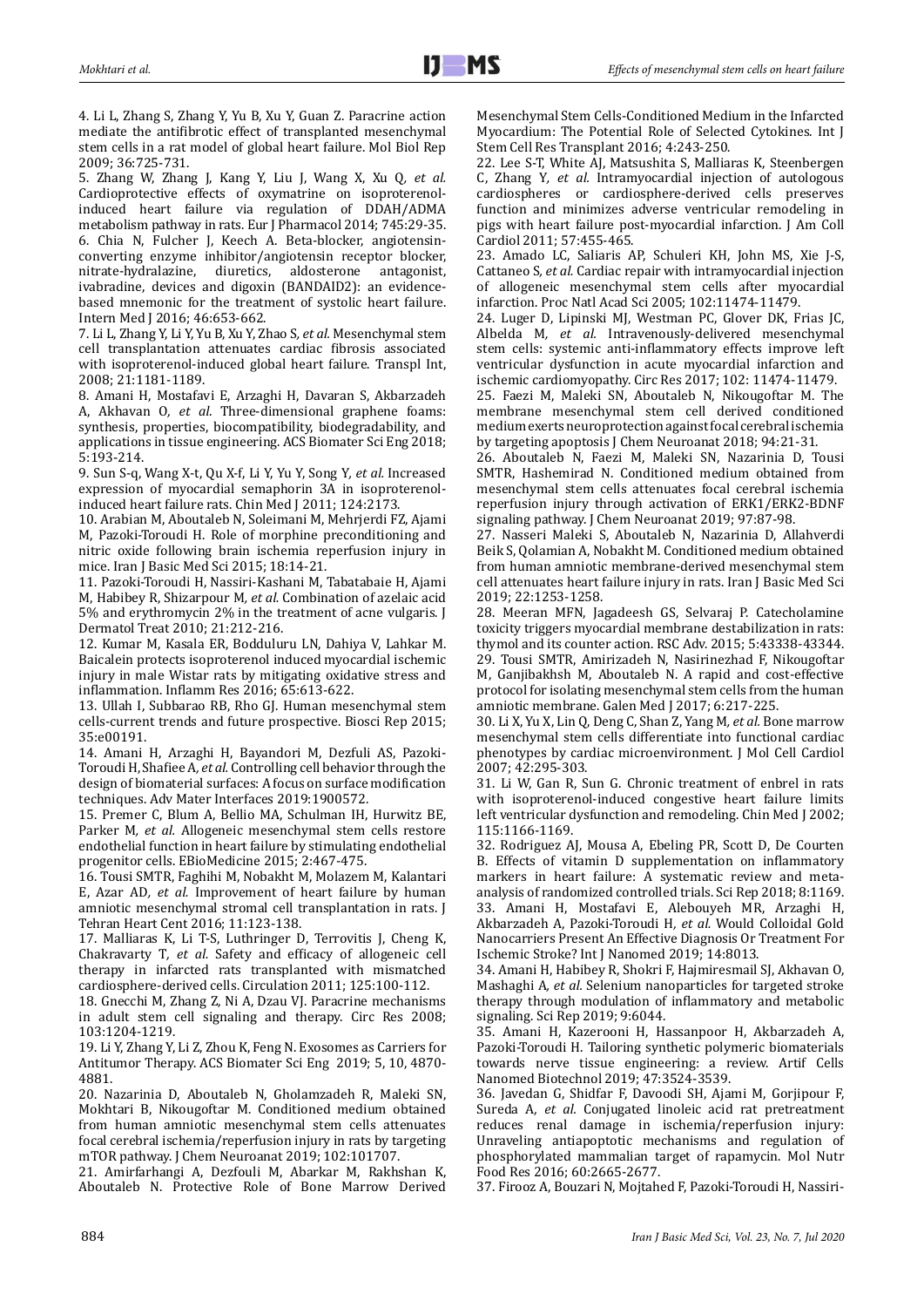4. Li L, Zhang S, Zhang Y, Yu B, Xu Y, Guan Z. Paracrine action mediate the antifibrotic effect of transplanted mesenchymal stem cells in a rat model of global heart failure. Mol Biol Rep 2009; 36:725-731.

5. Zhang W, Zhang J, Kang Y, Liu J, Wang X, Xu Q, *et al.* Cardioprotective effects of oxymatrine on isoproterenol-induced heart failure via regulation of DDAH/ADMA metabolism pathway in rats. Eur J Pharmacol 2014; 745:29-35.

6. Chia N, Fulcher J, Keech A. Beta-blocker, angiotensin-converting enzyme inhibitor/angiotensin receptor blocker, nitrate-hydralazine, diuretics, aldosterone antagonist, ivabradine, devices and digoxin (BANDAID2): an evidence-based mnemonic for the treatment of systolic heart failure. Intern Med J 2016; 46:653-662.

7. Li L, Zhang Y, Li Y, Yu B, Xu Y, Zhao S, *et al.* Mesenchymal stem cell transplantation attenuates cardiac fibrosis associated with isoproterenol-induced global heart failure. Transpl Int, 2008; 21:1181-1189.

8. Amani H, Mostafavi E, Arzaghi H, Davaran S, Akbarzadeh A, Akhavan O, *et al.* Three-dimensional graphene foams: synthesis, properties, biocompatibility, biodegradability, and applications in tissue engineering. ACS Biomater Sci Eng 2018; 5:193-214.

9. Sun S-q, Wang X-t, Qu X-f, Li Y, Yu Y, Song Y, *et al.* Increased expression of myocardial semaphorin 3A in isoproterenol-induced heart failure rats. Chin Med J 2011; 124:2173.

10. Arabian M, Aboutaleb N, Soleimani M, Mehrjerdi FZ, Ajami M, Pazoki-Toroudi H. Role of morphine preconditioning and nitric oxide following brain ischemia reperfusion injury in mice. Iran J Basic Med Sci 2015; 18:14-21.

11. Pazoki-Toroudi H, Nassiri-Kashani M, Tabatabaie H, Ajami M, Habibey R, Shizarpour M, *et al.* Combination of azelaic acid 5% and erythromycin 2% in the treatment of acne vulgaris. J Dermatol Treat 2010; 21:212-216.

12. Kumar M, Kasala ER, Bodduluru LN, Dahiya V, Lahkar M. Baicalein protects isoproterenol induced myocardial ischemic injury in male Wistar rats by mitigating oxidative stress and inflammation. Inflamm Res 2016; 65:613-622.

13. Ullah I, Subbarao RB, Rho GJ. Human mesenchymal stem cells-current trends and future prospective. Biosci Rep 2015; 35:e00191.

14. Amani H, Arzaghi H, Bayandori M, Dezfuli AS, Pazoki-Toroudi H, Shafiee A, *et al.* Controlling cell behavior through the design of biomaterial surfaces: A focus on surface modification techniques. Adv Mater Interfaces 2019:1900572.

15. Premer C, Blum A, Bellio MA, Schulman IH, Hurwitz BE, Parker M, *et al.* Allogeneic mesenchymal stem cells restore endothelial function in heart failure by stimulating endothelial progenitor cells. EBioMedicine 2015; 2:467-475.

16. Tousi SMTR, Faghihi M, Nobakht M, Molazem M, Kalantari E, Azar AD, *et al.* Improvement of heart failure by human amniotic mesenchymal stromal cell transplantation in rats. J Tehran Heart Cent 2016; 11:123-138.

17. Malliaras K, Li T-S, Luthringer D, Terrovitis J, Cheng K, Chakravarty T, *et al.* Safety and efficacy of allogeneic cell therapy in infarcted rats transplanted with mismatched cardiosphere-derived cells. Circulation 2011; 125:100-112.

18. Gnecchi M, Zhang Z, Ni A, Dzau VJ. Paracrine mechanisms in adult stem cell signaling and therapy. Circ Res 2008; 103:1204-1219.

19. Li Y, Zhang Y, Li Z, Zhou K, Feng N. Exosomes as Carriers for Antitumor Therapy. ACS Biomater Sci Eng 2019; 5, 10, 4870-4881.

20. Nazarinia D, Aboutaleb N, Gholamzadeh R, Maleki SN, Mokhtari B, Nikougoftar M. Conditioned medium obtained from human amniotic mesenchymal stem cells attenuates focal cerebral ischemia/reperfusion injury in rats by targeting mTOR pathway. J Chem Neuroanat 2019; 102:101707.

21. Amirfarhangi A, Dezfouli M, Abarkar M, Rakhshan K, Aboutaleb N. Protective Role of Bone Marrow Derived Mesenchymal Stem Cells-Conditioned Medium in the Infarcted Myocardium: The Potential Role of Selected Cytokines. Int J Stem Cell Res Transplant 2016; 4:243-250.

22. Lee S-T, White AJ, Matsushita S, Malliaras K, Steenbergen C, Zhang Y, *et al.* Intramyocardial injection of autologous cardiospheres or cardiosphere-derived cells preserves function and minimizes adverse ventricular remodeling in pigs with heart failure post-myocardial infarction. J Am Coll Cardiol 2011; 57:455-465.

23. Amado LC, Saliaris AP, Schuleri KH, John MS, Xie J-S, Cattaneo S, *et al.* Cardiac repair with intramyocardial injection of allogeneic mesenchymal stem cells after myocardial infarction. Proc Natl Acad Sci 2005; 102:11474-11479.

24. Luger D, Lipinski MJ, Westman PC, Glover DK, Frias JC, Albelda M, *et al.* Intravenously-delivered mesenchymal stem cells: systemic anti-inflammatory effects improve left ventricular dysfunction in acute myocardial infarction and ischemic cardiomyopathy. Circ Res 2017; 102: 11474-11479.

25. Faezi M, Maleki SN, Aboutaleb N, Nikougoftar M. The membrane mesenchymal stem cell derived conditioned medium exerts neuroprotection against focal cerebral ischemia by targeting apoptosis J Chem Neuroanat 2018; 94:21-31.

26. Aboutaleb N, Faezi M, Maleki SN, Nazarinia D, Tousi SMTR, Hashemirad N. Conditioned medium obtained from mesenchymal stem cells attenuates focal cerebral ischemia reperfusion injury through activation of ERK1/ERK2-BDNF signaling pathway. J Chem Neuroanat 2019; 97:87-98.

27. Nasseri Maleki S, Aboutaleb N, Nazarinia D, Allahverdi Beik S, Qolamian A, Nobakht M. Conditioned medium obtained from human amniotic membrane-derived mesenchymal stem cell attenuates heart failure injury in rats. Iran J Basic Med Sci 2019; 22:1253-1258.

28. Meeran MFN, Jagadeesh GS, Selvaraj P. Catecholamine toxicity triggers myocardial membrane destabilization in rats: thymol and its counter action. RSC Adv. 2015; 5:43338-43344.

29. Tousi SMTR, Amirizadeh N, Nasirinezhad F, Nikougoftar M, Ganjibakhsh M, Aboutaleb N. A rapid and cost-effective protocol for isolating mesenchymal stem cells from the human amniotic membrane. Galen Med J 2017; 6:217-225.

30. Li X, Yu X, Lin Q, Deng C, Shan Z, Yang M, *et al.* Bone marrow mesenchymal stem cells differentiate into functional cardiac phenotypes by cardiac microenvironment. J Mol Cell Cardiol 2007; 42:295-303.

31. Li W, Gan R, Sun G. Chronic treatment of enbrel in rats with isoproterenol-induced congestive heart failure limits left ventricular dysfunction and remodeling. Chin Med J 2002; 115:1166-1169.

32. Rodriguez AJ, Mousa A, Ebeling PR, Scott D, De Courten B. Effects of vitamin D supplementation on inflammatory markers in heart failure: A systematic review and meta-analysis of randomized controlled trials. Sci Rep 2018; 8:1169.

33. Amani H, Mostafavi E, Alebouyeh MR, Arzaghi H, Akbarzadeh A, Pazoki-Toroudi H, *et al.* Would Colloidal Gold Nanocarriers Present An Effective Diagnosis Or Treatment For Ischemic Stroke? Int J Nanomed 2019; 14:8013.

34. Amani H, Habibey R, Shokri F, Hajmiresmail SJ, Akhavan O, Mashaghi A, *et al.* Selenium nanoparticles for targeted stroke therapy through modulation of inflammatory and metabolic signaling. Sci Rep 2019; 9:6044.

35. Amani H, Kazerooni H, Hassanpoor H, Akbarzadeh A, Pazoki-Toroudi H. Tailoring synthetic polymeric biomaterials towards nerve tissue engineering: a review. Artif Cells Nanomed Biotechnol 2019; 47:3524-3539.

36. Javedan G, Shidfar F, Davoodi SH, Ajami M, Gorjipour F, Sureda A, *et al.* Conjugated linoleic acid rat pretreatment reduces renal damage in ischemia/reperfusion injury: Unraveling antiapoptotic mechanisms and regulation of phosphorylated mammalian target of rapamycin. Mol Nutr Food Res 2016; 60:2665-2677.

37. Firooz A, Bouzari N, Mojtahed F, Pazoki-Toroudi H, Nassiri-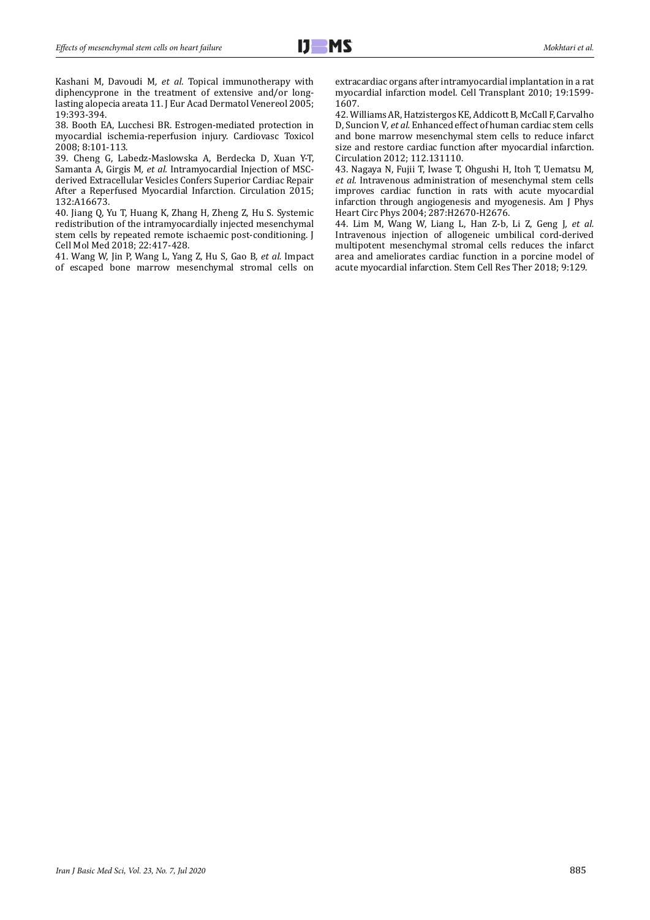Kashani M, Davoudi M, *et al.* Topical immunotherapy with diphencyprone in the treatment of extensive and/or long-lasting alopecia areata 11. J Eur Acad Dermatol Venereol 2005; 19:393-394.

38. Booth EA, Lucchesi BR. Estrogen-mediated protection in myocardial ischemia-reperfusion injury. Cardiovasc Toxicol 2008; 8:101-113.

39. Cheng G, Labedz-Maslowska A, Berdecka D, Xuan Y-T, Samanta A, Girgis M, *et al.* Intramyocardial Injection of MSC-derived Extracellular Vesicles Confers Superior Cardiac Repair After a Reperfused Myocardial Infarction. Circulation 2015; 132:A16673.

40. Jiang Q, Yu T, Huang K, Zhang H, Zheng Z, Hu S. Systemic redistribution of the intramyocardially injected mesenchymal stem cells by repeated remote ischaemic post-conditioning. J Cell Mol Med 2018; 22:417-428.

41. Wang W, Jin P, Wang L, Yang Z, Hu S, Gao B, *et al.* Impact of escaped bone marrow mesenchymal stromal cells on extracardiac organs after intramyocardial implantation in a rat myocardial infarction model. Cell Transplant 2010; 19:1599-1607.

42. Williams AR, Hatzistergos KE, Addicott B, McCall F, Carvalho D, Suncion V, *et al.* Enhanced effect of human cardiac stem cells and bone marrow mesenchymal stem cells to reduce infarct size and restore cardiac function after myocardial infarction. Circulation 2012; 112.131110.

43. Nagaya N, Fujii T, Iwase T, Ohgushi H, Itoh T, Uematsu M, *et al.* Intravenous administration of mesenchymal stem cells improves cardiac function in rats with acute myocardial infarction through angiogenesis and myogenesis. Am J Phys Heart Circ Phys 2004; 287:H2670-H2676.

44. Lim M, Wang W, Liang L, Han Z-b, Li Z, Geng J, *et al.* Intravenous injection of allogeneic umbilical cord-derived multipotent mesenchymal stromal cells reduces the infarct area and ameliorates cardiac function in a porcine model of acute myocardial infarction. Stem Cell Res Ther 2018; 9:129.